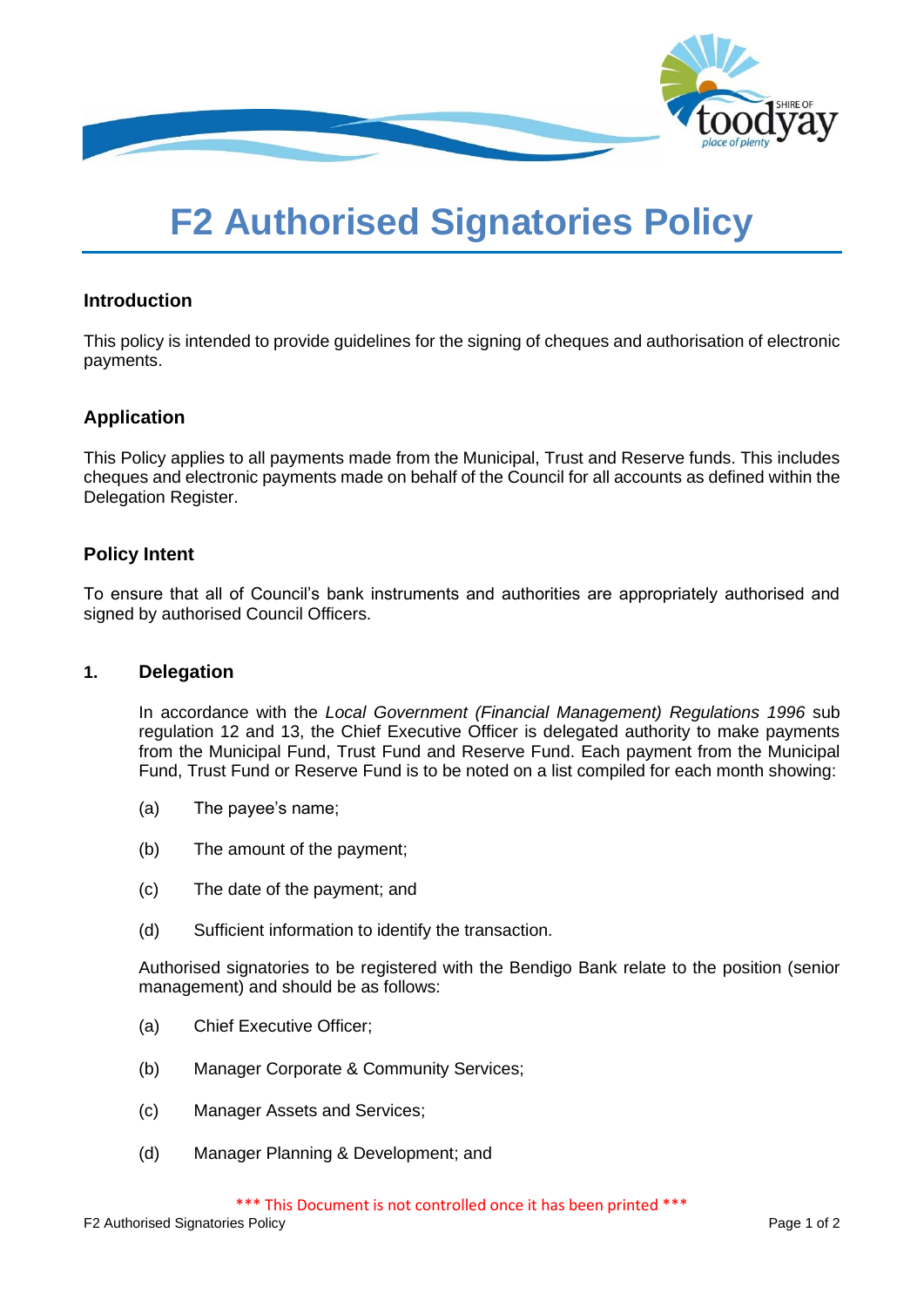# F2 Authorised Signatories Policy

## Introduction

This policy is intended to provide guidelines for the signing of cheques and authorisation of electronic payments.

## Application

This Policy applies to all payments made from the Municipal, Trust and Reserve funds. This includes cheques and electronic payments made on behalf of the Council for all accounts as defined within the Delegation Register.

## Policy Intent

To ensure that all of Council's bank instruments and authorities are appropriately authorised and signed by authorised Council Officers.

## 1. Delegation

In accordance with the *Local Government (Financial Management) Regulations 1996* sub regulation 12 and 13, the Chief Executive Officer is delegated authority to make payments from the Municipal Fund, Trust Fund and Reserve Fund. Each payment from the Municipal Fund, Trust Fund or Reserve Fund is to be noted on a list compiled for each month showing:

(a) The payee's name;

(b) The amount of the payment;

(c) The date of the payment; and

(d) Sufficient information to identify the transaction.

Authorised signatories to be registered with the Bendigo Bank relate to the position (senior management) and should be as follows:

(a) Chief Executive Officer;

(b) Manager Corporate & Community Services;

(c) Manager Assets and Services;

(d) Manager Planning & Development; and

*** This Document is not controlled once it has been printed ***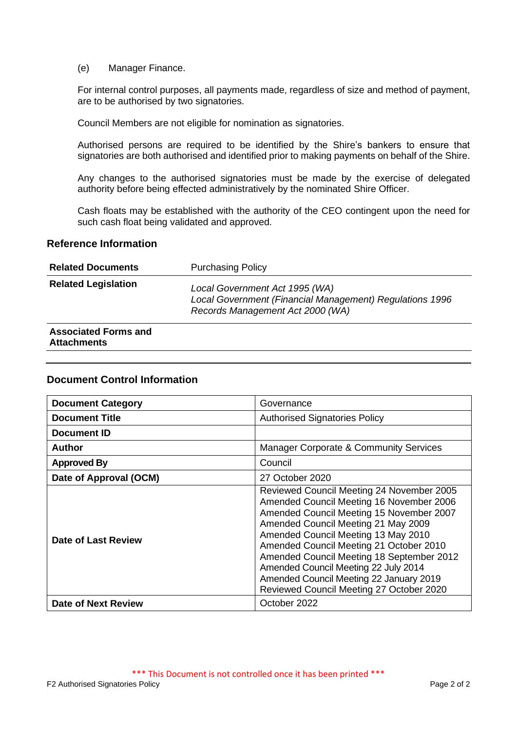(e) Manager Finance.

For internal control purposes, all payments made, regardless of size and method of payment, are to be authorised by two signatories.

Council Members are not eligible for nomination as signatories.

Authorised persons are required to be identified by the Shire's bankers to ensure that signatories are both authorised and identified prior to making payments on behalf of the Shire.

Any changes to the authorised signatories must be made by the exercise of delegated authority before being effected administratively by the nominated Shire Officer.

Cash floats may be established with the authority of the CEO contingent upon the need for such cash float being validated and approved.

## Reference Information

| | |
|---|---|
| **Related Documents** | Purchasing Policy |
| **Related Legislation** | *Local Government Act 1995 (WA)*<br>*Local Government (Financial Management) Regulations 1996*<br>*Records Management Act 2000 (WA)* |
| **Associated Forms and Attachments** | |

## Document Control Information

| | |
|---|---|
| **Document Category** | Governance |
| **Document Title** | Authorised Signatories Policy |
| **Document ID** | |
| **Author** | Manager Corporate & Community Services |
| **Approved By** | Council |
| **Date of Approval (OCM)** | 27 October 2020 |
| **Date of Last Review** | Reviewed Council Meeting 24 November 2005<br>Amended Council Meeting 16 November 2006<br>Amended Council Meeting 15 November 2007<br>Amended Council Meeting 21 May 2009<br>Amended Council Meeting 13 May 2010<br>Amended Council Meeting 21 October 2010<br>Amended Council Meeting 18 September 2012<br>Amended Council Meeting 22 July 2014<br>Amended Council Meeting 22 January 2019<br>Reviewed Council Meeting 27 October 2020 |
| **Date of Next Review** | October 2022 |

*** This Document is not controlled once it has been printed ***